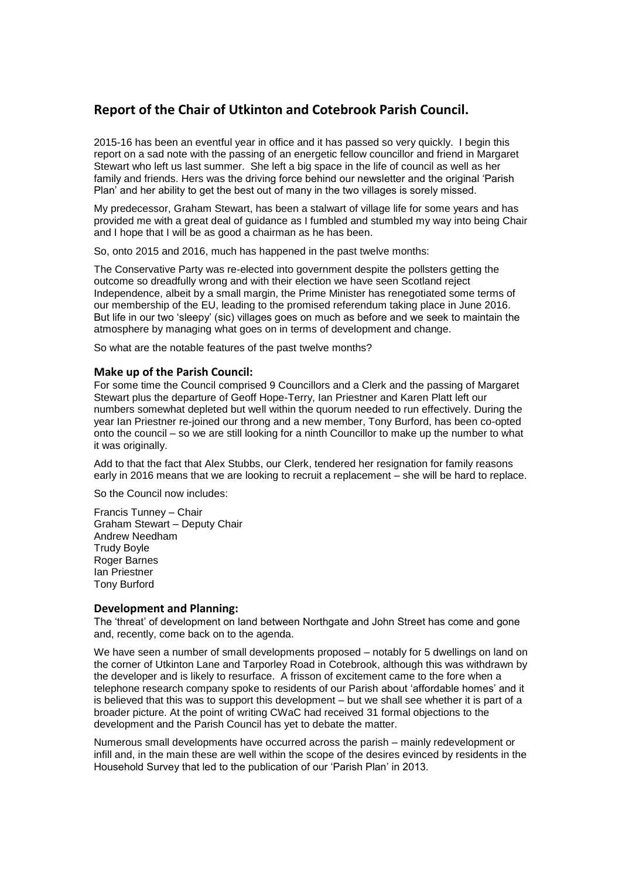## Report of the Chair of Utkinton and Cotebrook Parish Council.

2015-16 has been an eventful year in office and it has passed so very quickly. I begin this report on a sad note with the passing of an energetic fellow councillor and friend in Margaret Stewart who left us last summer. She left a big space in the life of council as well as her family and friends. Hers was the driving force behind our newsletter and the original 'Parish Plan' and her ability to get the best out of many in the two villages is sorely missed.

My predecessor, Graham Stewart, has been a stalwart of village life for some years and has provided me with a great deal of guidance as I fumbled and stumbled my way into being Chair and I hope that I will be as good a chairman as he has been.

So, onto 2015 and 2016, much has happened in the past twelve months:

The Conservative Party was re-elected into government despite the pollsters getting the outcome so dreadfully wrong and with their election we have seen Scotland reject Independence, albeit by a small margin, the Prime Minister has renegotiated some terms of our membership of the EU, leading to the promised referendum taking place in June 2016. But life in our two 'sleepy' (sic) villages goes on much as before and we seek to maintain the atmosphere by managing what goes on in terms of development and change.

So what are the notable features of the past twelve months?

### Make up of the Parish Council:

For some time the Council comprised 9 Councillors and a Clerk and the passing of Margaret Stewart plus the departure of Geoff Hope-Terry, Ian Priestner and Karen Platt left our numbers somewhat depleted but well within the quorum needed to run effectively. During the year Ian Priestner re-joined our throng and a new member, Tony Burford, has been co-opted onto the council – so we are still looking for a ninth Councillor to make up the number to what it was originally.

Add to that the fact that Alex Stubbs, our Clerk, tendered her resignation for family reasons early in 2016 means that we are looking to recruit a replacement – she will be hard to replace.

So the Council now includes:

Francis Tunney – Chair
Graham Stewart – Deputy Chair
Andrew Needham
Trudy Boyle
Roger Barnes
Ian Priestner
Tony Burford

### Development and Planning:

The 'threat' of development on land between Northgate and John Street has come and gone and, recently, come back on to the agenda.

We have seen a number of small developments proposed – notably for 5 dwellings on land on the corner of Utkinton Lane and Tarporley Road in Cotebrook, although this was withdrawn by the developer and is likely to resurface. A frisson of excitement came to the fore when a telephone research company spoke to residents of our Parish about 'affordable homes' and it is believed that this was to support this development – but we shall see whether it is part of a broader picture. At the point of writing CWaC had received 31 formal objections to the development and the Parish Council has yet to debate the matter.

Numerous small developments have occurred across the parish – mainly redevelopment or infill and, in the main these are well within the scope of the desires evinced by residents in the Household Survey that led to the publication of our 'Parish Plan' in 2013.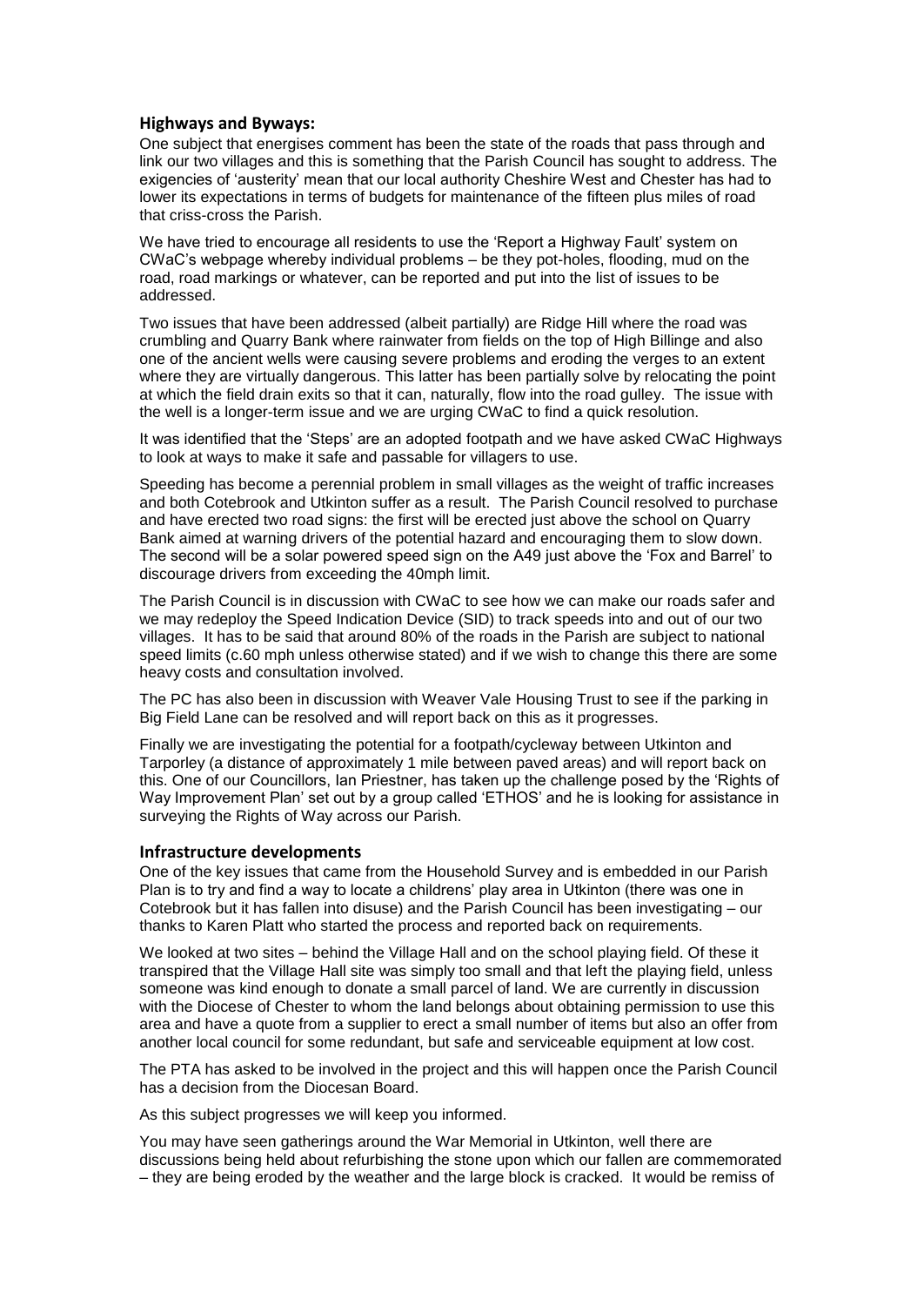## Highways and Byways:

One subject that energises comment has been the state of the roads that pass through and link our two villages and this is something that the Parish Council has sought to address. The exigencies of 'austerity' mean that our local authority Cheshire West and Chester has had to lower its expectations in terms of budgets for maintenance of the fifteen plus miles of road that criss-cross the Parish.

We have tried to encourage all residents to use the 'Report a Highway Fault' system on CWaC's webpage whereby individual problems – be they pot-holes, flooding, mud on the road, road markings or whatever, can be reported and put into the list of issues to be addressed.

Two issues that have been addressed (albeit partially) are Ridge Hill where the road was crumbling and Quarry Bank where rainwater from fields on the top of High Billinge and also one of the ancient wells were causing severe problems and eroding the verges to an extent where they are virtually dangerous. This latter has been partially solve by relocating the point at which the field drain exits so that it can, naturally, flow into the road gulley. The issue with the well is a longer-term issue and we are urging CWaC to find a quick resolution.

It was identified that the 'Steps' are an adopted footpath and we have asked CWaC Highways to look at ways to make it safe and passable for villagers to use.

Speeding has become a perennial problem in small villages as the weight of traffic increases and both Cotebrook and Utkinton suffer as a result. The Parish Council resolved to purchase and have erected two road signs: the first will be erected just above the school on Quarry Bank aimed at warning drivers of the potential hazard and encouraging them to slow down. The second will be a solar powered speed sign on the A49 just above the 'Fox and Barrel' to discourage drivers from exceeding the 40mph limit.

The Parish Council is in discussion with CWaC to see how we can make our roads safer and we may redeploy the Speed Indication Device (SID) to track speeds into and out of our two villages. It has to be said that around 80% of the roads in the Parish are subject to national speed limits (c.60 mph unless otherwise stated) and if we wish to change this there are some heavy costs and consultation involved.

The PC has also been in discussion with Weaver Vale Housing Trust to see if the parking in Big Field Lane can be resolved and will report back on this as it progresses.

Finally we are investigating the potential for a footpath/cycleway between Utkinton and Tarporley (a distance of approximately 1 mile between paved areas) and will report back on this. One of our Councillors, Ian Priestner, has taken up the challenge posed by the 'Rights of Way Improvement Plan' set out by a group called 'ETHOS' and he is looking for assistance in surveying the Rights of Way across our Parish.

## Infrastructure developments

One of the key issues that came from the Household Survey and is embedded in our Parish Plan is to try and find a way to locate a childrens' play area in Utkinton (there was one in Cotebrook but it has fallen into disuse) and the Parish Council has been investigating – our thanks to Karen Platt who started the process and reported back on requirements.

We looked at two sites – behind the Village Hall and on the school playing field. Of these it transpired that the Village Hall site was simply too small and that left the playing field, unless someone was kind enough to donate a small parcel of land. We are currently in discussion with the Diocese of Chester to whom the land belongs about obtaining permission to use this area and have a quote from a supplier to erect a small number of items but also an offer from another local council for some redundant, but safe and serviceable equipment at low cost.

The PTA has asked to be involved in the project and this will happen once the Parish Council has a decision from the Diocesan Board.

As this subject progresses we will keep you informed.

You may have seen gatherings around the War Memorial in Utkinton, well there are discussions being held about refurbishing the stone upon which our fallen are commemorated – they are being eroded by the weather and the large block is cracked. It would be remiss of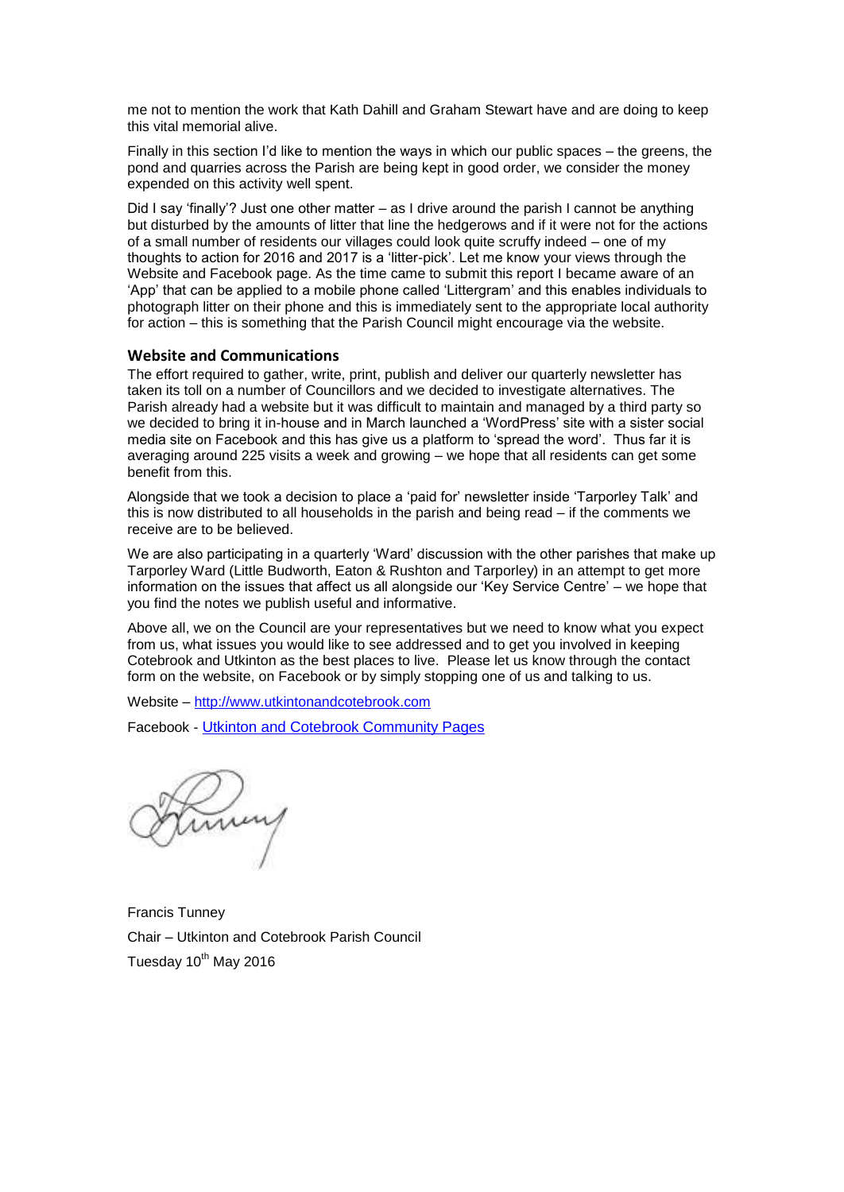me not to mention the work that Kath Dahill and Graham Stewart have and are doing to keep this vital memorial alive.

Finally in this section I'd like to mention the ways in which our public spaces – the greens, the pond and quarries across the Parish are being kept in good order, we consider the money expended on this activity well spent.

Did I say 'finally'? Just one other matter – as I drive around the parish I cannot be anything but disturbed by the amounts of litter that line the hedgerows and if it were not for the actions of a small number of residents our villages could look quite scruffy indeed – one of my thoughts to action for 2016 and 2017 is a 'litter-pick'. Let me know your views through the Website and Facebook page. As the time came to submit this report I became aware of an 'App' that can be applied to a mobile phone called 'Littergram' and this enables individuals to photograph litter on their phone and this is immediately sent to the appropriate local authority for action – this is something that the Parish Council might encourage via the website.

### Website and Communications

The effort required to gather, write, print, publish and deliver our quarterly newsletter has taken its toll on a number of Councillors and we decided to investigate alternatives. The Parish already had a website but it was difficult to maintain and managed by a third party so we decided to bring it in-house and in March launched a 'WordPress' site with a sister social media site on Facebook and this has give us a platform to 'spread the word'. Thus far it is averaging around 225 visits a week and growing – we hope that all residents can get some benefit from this.

Alongside that we took a decision to place a 'paid for' newsletter inside 'Tarporley Talk' and this is now distributed to all households in the parish and being read – if the comments we receive are to be believed.

We are also participating in a quarterly 'Ward' discussion with the other parishes that make up Tarporley Ward (Little Budworth, Eaton & Rushton and Tarporley) in an attempt to get more information on the issues that affect us all alongside our 'Key Service Centre' – we hope that you find the notes we publish useful and informative.

Above all, we on the Council are your representatives but we need to know what you expect from us, what issues you would like to see addressed and to get you involved in keeping Cotebrook and Utkinton as the best places to live. Please let us know through the contact form on the website, on Facebook or by simply stopping one of us and talking to us.

Website – http://www.utkintonandcotebrook.com

Facebook - Utkinton and Cotebrook Community Pages

Francis Tunney
Chair – Utkinton and Cotebrook Parish Council
Tuesday 10th May 2016